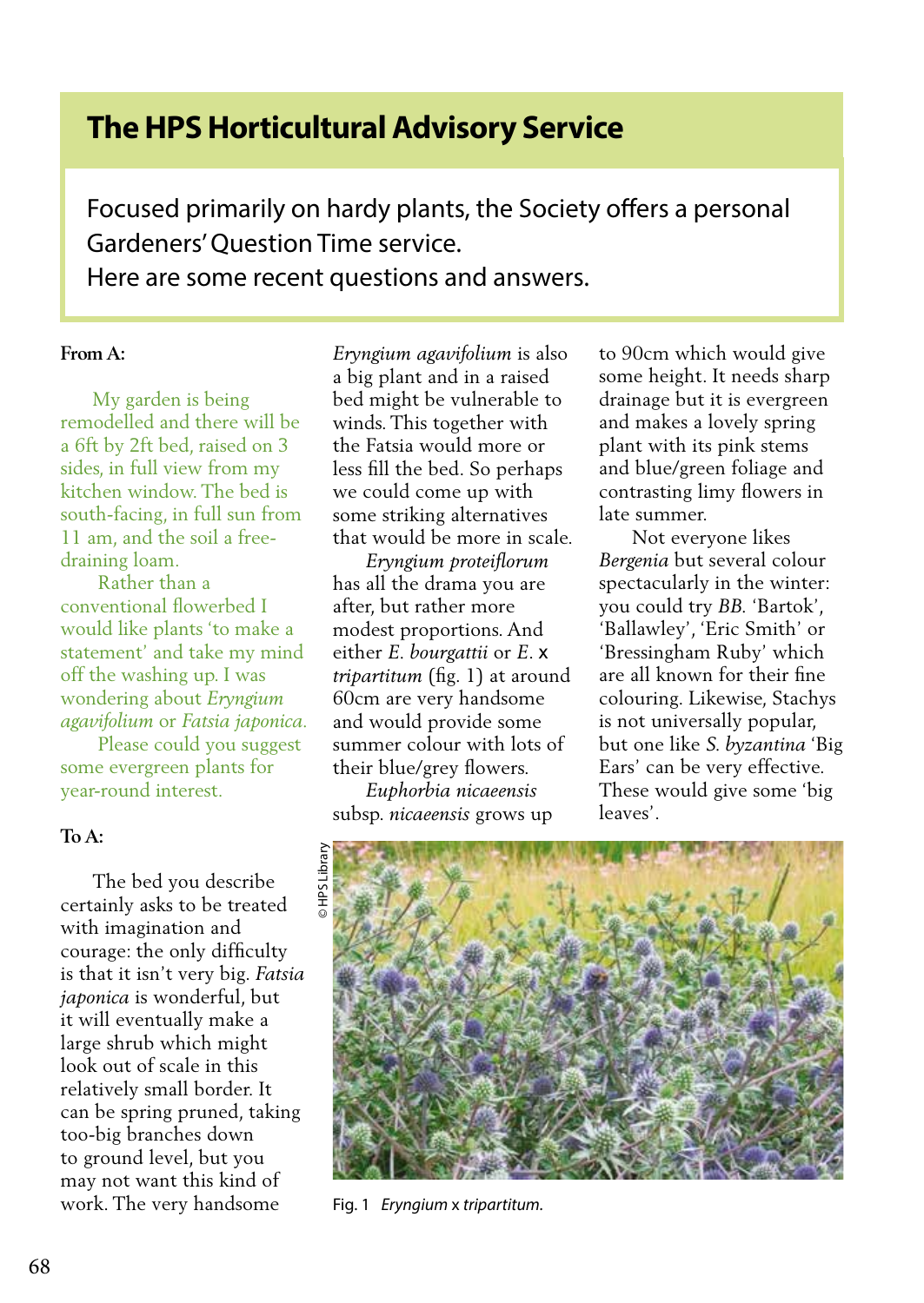# The HPS Horticultural Advisory Service

Focused primarily on hardy plants, the Society offers a personal Gardeners' Question Time service.
Here are some recent questions and answers.

**From A:**

My garden is being remodelled and there will be a 6ft by 2ft bed, raised on 3 sides, in full view from my kitchen window. The bed is south-facing, in full sun from 11 am, and the soil a free-draining loam.

Rather than a conventional flowerbed I would like plants 'to make a statement' and take my mind off the washing up. I was wondering about *Eryngium agavifolium* or *Fatsia japonica*.

Please could you suggest some evergreen plants for year-round interest.

**To A:**

The bed you describe certainly asks to be treated with imagination and courage: the only difficulty is that it isn't very big. *Fatsia japonica* is wonderful, but it will eventually make a large shrub which might look out of scale in this relatively small border. It can be spring pruned, taking too-big branches down to ground level, but you may not want this kind of work. The very handsome *Eryngium agavifolium* is also a big plant and in a raised bed might be vulnerable to winds. This together with the Fatsia would more or less fill the bed. So perhaps we could come up with some striking alternatives that would be more in scale.

*Eryngium proteiflorum* has all the drama you are after, but rather more modest proportions. And either *E. bourgattii* or *E.* x *tripartitum* (fig. 1) at around 60cm are very handsome and would provide some summer colour with lots of their blue/grey flowers.

*Euphorbia nicaeensis* subsp. *nicaeensis* grows up to 90cm which would give some height. It needs sharp drainage but it is evergreen and makes a lovely spring plant with its pink stems and blue/green foliage and contrasting limy flowers in late summer.

Not everyone likes *Bergenia* but several colour spectacularly in the winter: you could try *BB.* 'Bartok', 'Ballawley', 'Eric Smith' or 'Bressingham Ruby' which are all known for their fine colouring. Likewise, Stachys is not universally popular, but one like *S. byzantina* 'Big Ears' can be very effective. These would give some 'big leaves'.

© HPS Library

Fig. 1 *Eryngium* x *tripartitum.*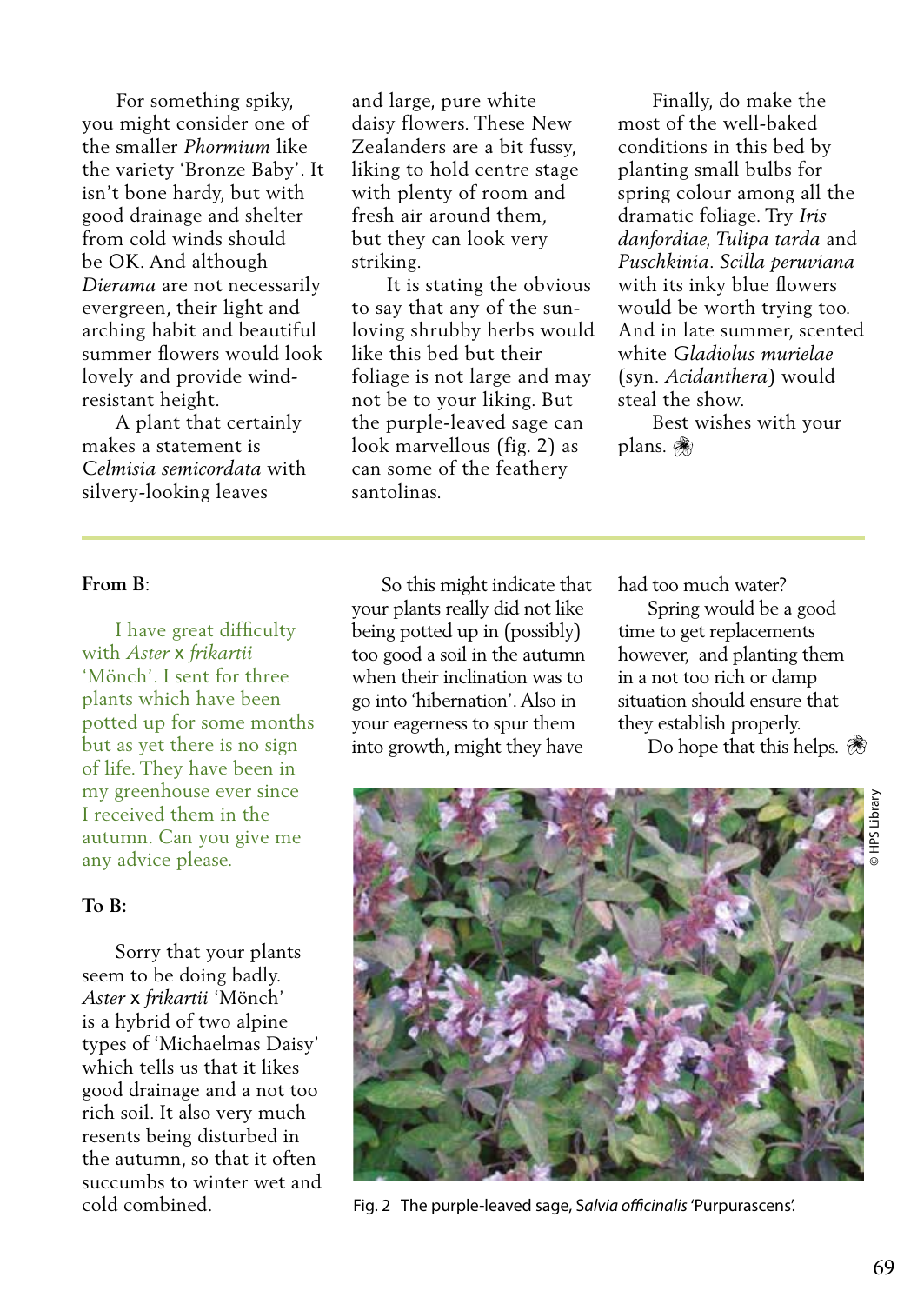For something spiky, you might consider one of the smaller *Phormium* like the variety 'Bronze Baby'. It isn't bone hardy, but with good drainage and shelter from cold winds should be OK. And although *Dierama* are not necessarily evergreen, their light and arching habit and beautiful summer flowers would look lovely and provide wind-resistant height.

A plant that certainly makes a statement is *Celmisia semicordata* with silvery-looking leaves and large, pure white daisy flowers. These New Zealanders are a bit fussy, liking to hold centre stage with plenty of room and fresh air around them, but they can look very striking.

It is stating the obvious to say that any of the sun-loving shrubby herbs would like this bed but their foliage is not large and may not be to your liking. But the purple-leaved sage can look marvellous (fig. 2) as can some of the feathery santolinas.

Finally, do make the most of the well-baked conditions in this bed by planting small bulbs for spring colour among all the dramatic foliage. Try *Iris danfordiae*, *Tulipa tarda* and *Puschkinia*. *Scilla peruviana* with its inky blue flowers would be worth trying too. And in late summer, scented white *Gladiolus murielae* (syn. *Acidanthera*) would steal the show.

Best wishes with your plans. ❀

---

**From B**:

I have great difficulty with *Aster* x *frikartii* 'Mönch'. I sent for three plants which have been potted up for some months but as yet there is no sign of life. They have been in my greenhouse ever since I received them in the autumn. Can you give me any advice please.

**To B:**

Sorry that your plants seem to be doing badly. *Aster* x *frikartii* 'Mönch' is a hybrid of two alpine types of 'Michaelmas Daisy' which tells us that it likes good drainage and a not too rich soil. It also very much resents being disturbed in the autumn, so that it often succumbs to winter wet and cold combined.

So this might indicate that your plants really did not like being potted up in (possibly) too good a soil in the autumn when their inclination was to go into 'hibernation'. Also in your eagerness to spur them into growth, might they have had too much water?

Spring would be a good time to get replacements however, and planting them in a not too rich or damp situation should ensure that they establish properly.

Do hope that this helps. ❀

© HPS Library

Fig. 2 The purple-leaved sage, *Salvia officinalis* 'Purpurascens'.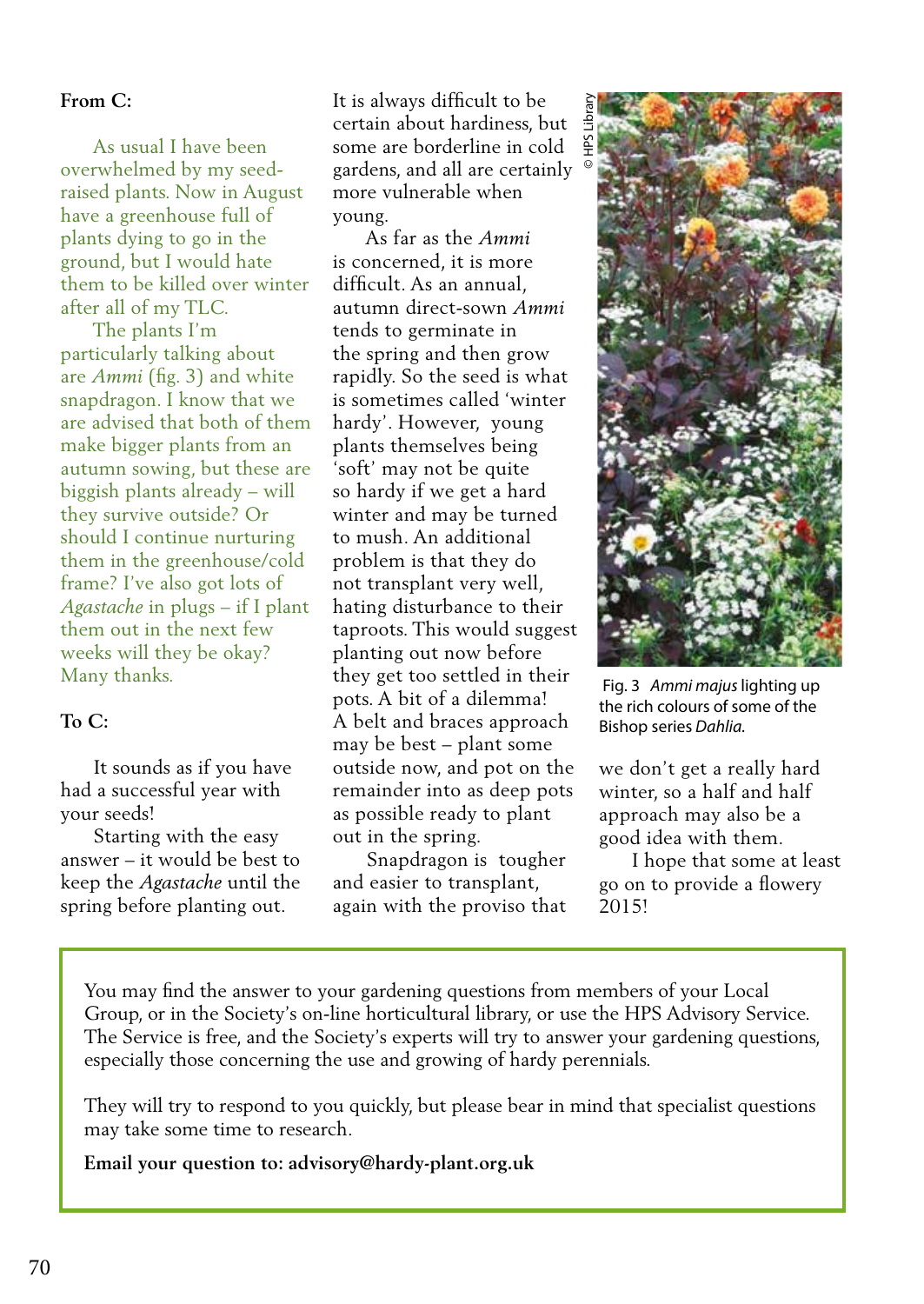**From C:**

As usual I have been overwhelmed by my seed-raised plants. Now in August have a greenhouse full of plants dying to go in the ground, but I would hate them to be killed over winter after all of my TLC.

The plants I'm particularly talking about are *Ammi* (fig. 3) and white snapdragon. I know that we are advised that both of them make bigger plants from an autumn sowing, but these are biggish plants already – will they survive outside? Or should I continue nurturing them in the greenhouse/cold frame? I've also got lots of *Agastache* in plugs – if I plant them out in the next few weeks will they be okay? Many thanks.

**To C:**

It sounds as if you have had a successful year with your seeds!

Starting with the easy answer – it would be best to keep the *Agastache* until the spring before planting out. It is always difficult to be certain about hardiness, but some are borderline in cold gardens, and all are certainly more vulnerable when young.

As far as the *Ammi* is concerned, it is more difficult. As an annual, autumn direct-sown *Ammi* tends to germinate in the spring and then grow rapidly. So the seed is what is sometimes called 'winter hardy'. However, young plants themselves being 'soft' may not be quite so hardy if we get a hard winter and may be turned to mush. An additional problem is that they do not transplant very well, hating disturbance to their taproots. This would suggest planting out now before they get too settled in their pots. A bit of a dilemma! A belt and braces approach may be best – plant some outside now, and pot on the remainder into as deep pots as possible ready to plant out in the spring.

Snapdragon is tougher and easier to transplant, again with the proviso that we don't get a really hard winter, so a half and half approach may also be a good idea with them.

I hope that some at least go on to provide a flowery 2015!

© HPS Library

Fig. 3 *Ammi majus* lighting up the rich colours of some of the Bishop series *Dahlia.*

---

You may find the answer to your gardening questions from members of your Local Group, or in the Society's on-line horticultural library, or use the HPS Advisory Service. The Service is free, and the Society's experts will try to answer your gardening questions, especially those concerning the use and growing of hardy perennials.

They will try to respond to you quickly, but please bear in mind that specialist questions may take some time to research.

**Email your question to: advisory@hardy-plant.org.uk**